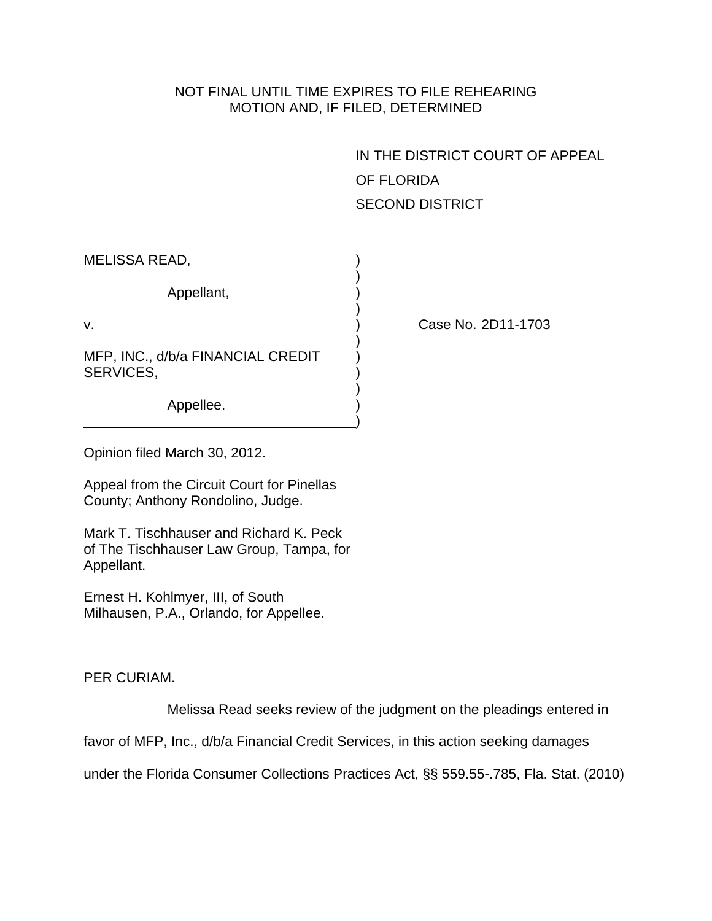NOT FINAL UNTIL TIME EXPIRES TO FILE REHEARING
MOTION AND, IF FILED, DETERMINED

IN THE DISTRICT COURT OF APPEAL
OF FLORIDA
SECOND DISTRICT

MELISSA READ,

Appellant,

v.

MFP, INC., d/b/a FINANCIAL CREDIT SERVICES,

Appellee.

Case No. 2D11-1703

Opinion filed March 30, 2012.

Appeal from the Circuit Court for Pinellas County; Anthony Rondolino, Judge.

Mark T. Tischhauser and Richard K. Peck of The Tischhauser Law Group, Tampa, for Appellant.

Ernest H. Kohlmyer, III, of South Milhausen, P.A., Orlando, for Appellee.

PER CURIAM.

Melissa Read seeks review of the judgment on the pleadings entered in favor of MFP, Inc., d/b/a Financial Credit Services, in this action seeking damages under the Florida Consumer Collections Practices Act, §§ 559.55-.785, Fla. Stat. (2010)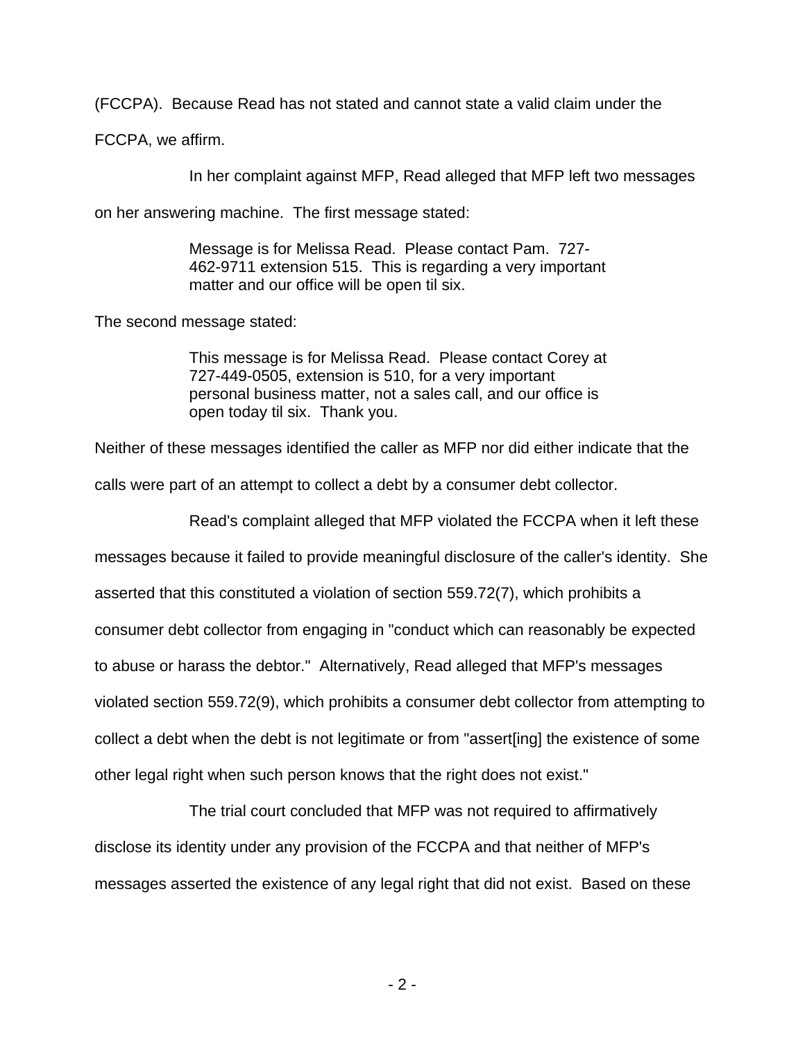(FCCPA). Because Read has not stated and cannot state a valid claim under the FCCPA, we affirm.

In her complaint against MFP, Read alleged that MFP left two messages on her answering machine. The first message stated:

> Message is for Melissa Read. Please contact Pam. 727-462-9711 extension 515. This is regarding a very important matter and our office will be open til six.

The second message stated:

> This message is for Melissa Read. Please contact Corey at 727-449-0505, extension is 510, for a very important personal business matter, not a sales call, and our office is open today til six. Thank you.

Neither of these messages identified the caller as MFP nor did either indicate that the calls were part of an attempt to collect a debt by a consumer debt collector.

Read's complaint alleged that MFP violated the FCCPA when it left these messages because it failed to provide meaningful disclosure of the caller's identity. She asserted that this constituted a violation of section 559.72(7), which prohibits a consumer debt collector from engaging in "conduct which can reasonably be expected to abuse or harass the debtor." Alternatively, Read alleged that MFP's messages violated section 559.72(9), which prohibits a consumer debt collector from attempting to collect a debt when the debt is not legitimate or from "assert[ing] the existence of some other legal right when such person knows that the right does not exist."

The trial court concluded that MFP was not required to affirmatively disclose its identity under any provision of the FCCPA and that neither of MFP's messages asserted the existence of any legal right that did not exist. Based on these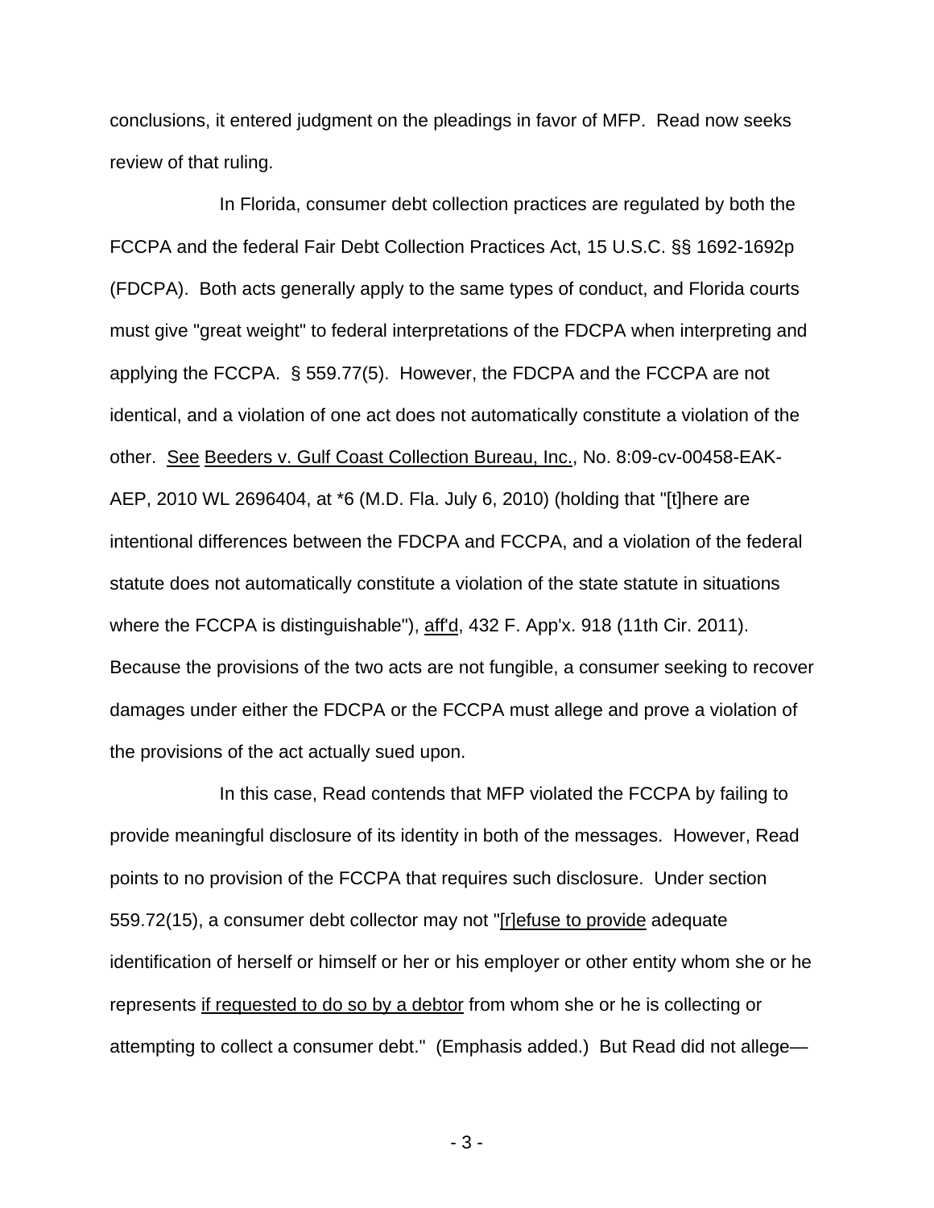conclusions, it entered judgment on the pleadings in favor of MFP. Read now seeks review of that ruling.

In Florida, consumer debt collection practices are regulated by both the FCCPA and the federal Fair Debt Collection Practices Act, 15 U.S.C. §§ 1692-1692p (FDCPA). Both acts generally apply to the same types of conduct, and Florida courts must give "great weight" to federal interpretations of the FDCPA when interpreting and applying the FCCPA. § 559.77(5). However, the FDCPA and the FCCPA are not identical, and a violation of one act does not automatically constitute a violation of the other. See Beeders v. Gulf Coast Collection Bureau, Inc., No. 8:09-cv-00458-EAK-AEP, 2010 WL 2696404, at *6 (M.D. Fla. July 6, 2010) (holding that "[t]here are intentional differences between the FDCPA and FCCPA, and a violation of the federal statute does not automatically constitute a violation of the state statute in situations where the FCCPA is distinguishable"), aff'd, 432 F. App'x. 918 (11th Cir. 2011). Because the provisions of the two acts are not fungible, a consumer seeking to recover damages under either the FDCPA or the FCCPA must allege and prove a violation of the provisions of the act actually sued upon.

In this case, Read contends that MFP violated the FCCPA by failing to provide meaningful disclosure of its identity in both of the messages. However, Read points to no provision of the FCCPA that requires such disclosure. Under section 559.72(15), a consumer debt collector may not "[r]efuse to provide adequate identification of herself or himself or her or his employer or other entity whom she or he represents if requested to do so by a debtor from whom she or he is collecting or attempting to collect a consumer debt." (Emphasis added.) But Read did not allege—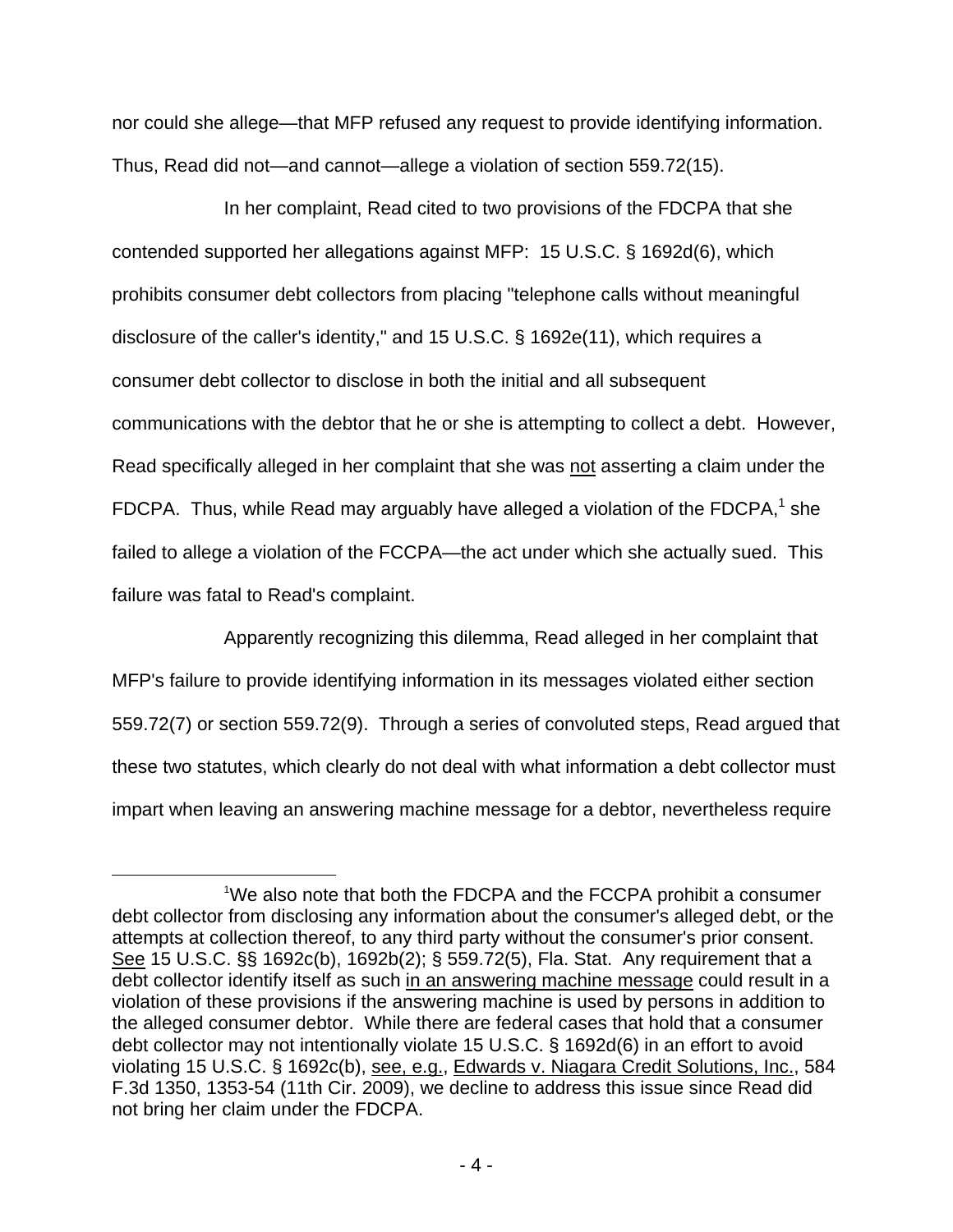nor could she allege—that MFP refused any request to provide identifying information. Thus, Read did not—and cannot—allege a violation of section 559.72(15).

In her complaint, Read cited to two provisions of the FDCPA that she contended supported her allegations against MFP: 15 U.S.C. § 1692d(6), which prohibits consumer debt collectors from placing "telephone calls without meaningful disclosure of the caller's identity," and 15 U.S.C. § 1692e(11), which requires a consumer debt collector to disclose in both the initial and all subsequent communications with the debtor that he or she is attempting to collect a debt. However, Read specifically alleged in her complaint that she was <u>not</u> asserting a claim under the FDCPA. Thus, while Read may arguably have alleged a violation of the FDCPA,[1] she failed to allege a violation of the FCCPA—the act under which she actually sued. This failure was fatal to Read's complaint.

Apparently recognizing this dilemma, Read alleged in her complaint that MFP's failure to provide identifying information in its messages violated either section 559.72(7) or section 559.72(9). Through a series of convoluted steps, Read argued that these two statutes, which clearly do not deal with what information a debt collector must impart when leaving an answering machine message for a debtor, nevertheless require

---

[1]We also note that both the FDCPA and the FCCPA prohibit a consumer debt collector from disclosing any information about the consumer's alleged debt, or the attempts at collection thereof, to any third party without the consumer's prior consent. <u>See</u> 15 U.S.C. §§ 1692c(b), 1692b(2); § 559.72(5), Fla. Stat. Any requirement that a debt collector identify itself as such <u>in an answering machine message</u> could result in a violation of these provisions if the answering machine is used by persons in addition to the alleged consumer debtor. While there are federal cases that hold that a consumer debt collector may not intentionally violate 15 U.S.C. § 1692d(6) in an effort to avoid violating 15 U.S.C. § 1692c(b), <u>see, e.g.</u>, <u>Edwards v. Niagara Credit Solutions, Inc.</u>, 584 F.3d 1350, 1353-54 (11th Cir. 2009), we decline to address this issue since Read did not bring her claim under the FDCPA.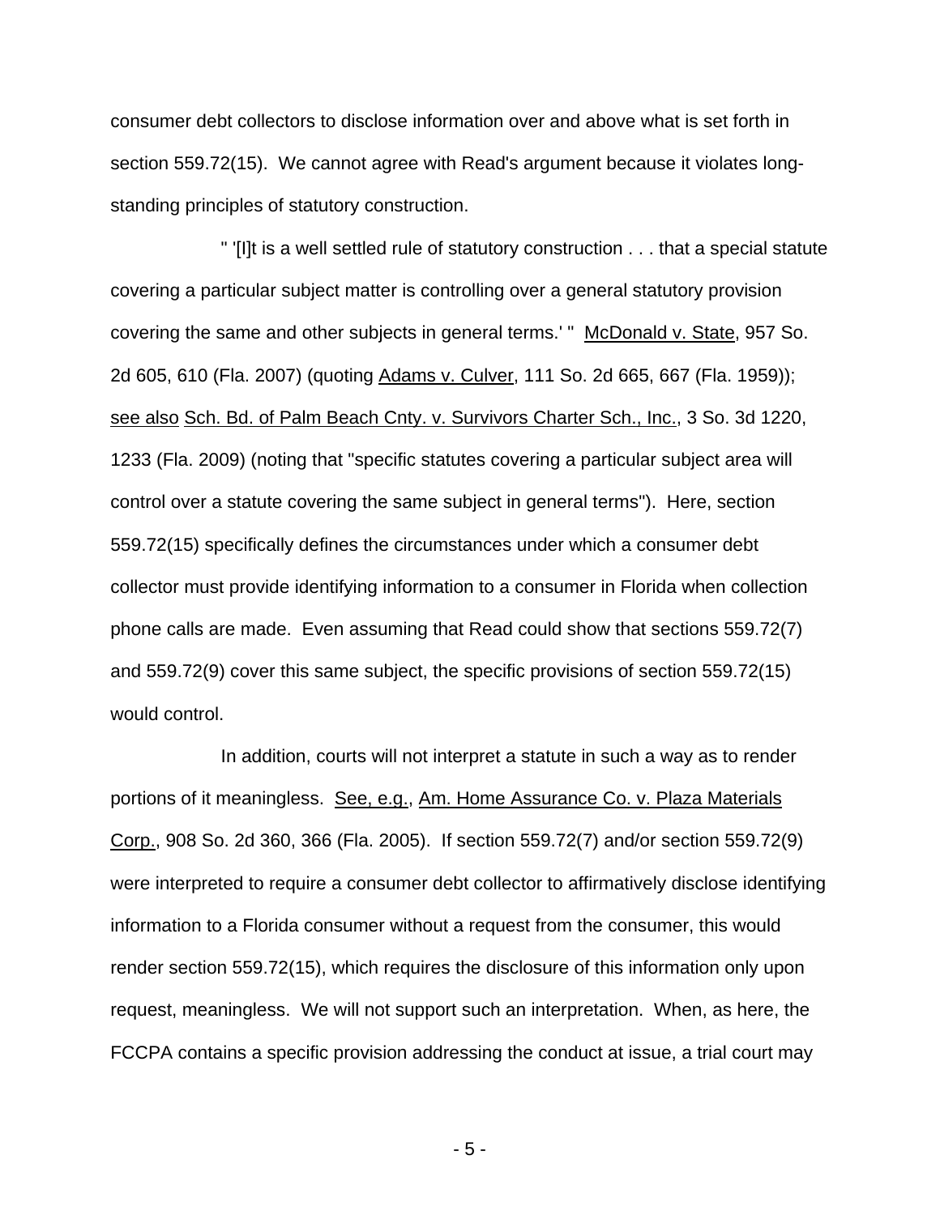consumer debt collectors to disclose information over and above what is set forth in section 559.72(15). We cannot agree with Read's argument because it violates long-standing principles of statutory construction.

" '[I]t is a well settled rule of statutory construction . . . that a special statute covering a particular subject matter is controlling over a general statutory provision covering the same and other subjects in general terms.' " McDonald v. State, 957 So. 2d 605, 610 (Fla. 2007) (quoting Adams v. Culver, 111 So. 2d 665, 667 (Fla. 1959)); see also Sch. Bd. of Palm Beach Cnty. v. Survivors Charter Sch., Inc., 3 So. 3d 1220, 1233 (Fla. 2009) (noting that "specific statutes covering a particular subject area will control over a statute covering the same subject in general terms"). Here, section 559.72(15) specifically defines the circumstances under which a consumer debt collector must provide identifying information to a consumer in Florida when collection phone calls are made. Even assuming that Read could show that sections 559.72(7) and 559.72(9) cover this same subject, the specific provisions of section 559.72(15) would control.

In addition, courts will not interpret a statute in such a way as to render portions of it meaningless. See, e.g., Am. Home Assurance Co. v. Plaza Materials Corp., 908 So. 2d 360, 366 (Fla. 2005). If section 559.72(7) and/or section 559.72(9) were interpreted to require a consumer debt collector to affirmatively disclose identifying information to a Florida consumer without a request from the consumer, this would render section 559.72(15), which requires the disclosure of this information only upon request, meaningless. We will not support such an interpretation. When, as here, the FCCPA contains a specific provision addressing the conduct at issue, a trial court may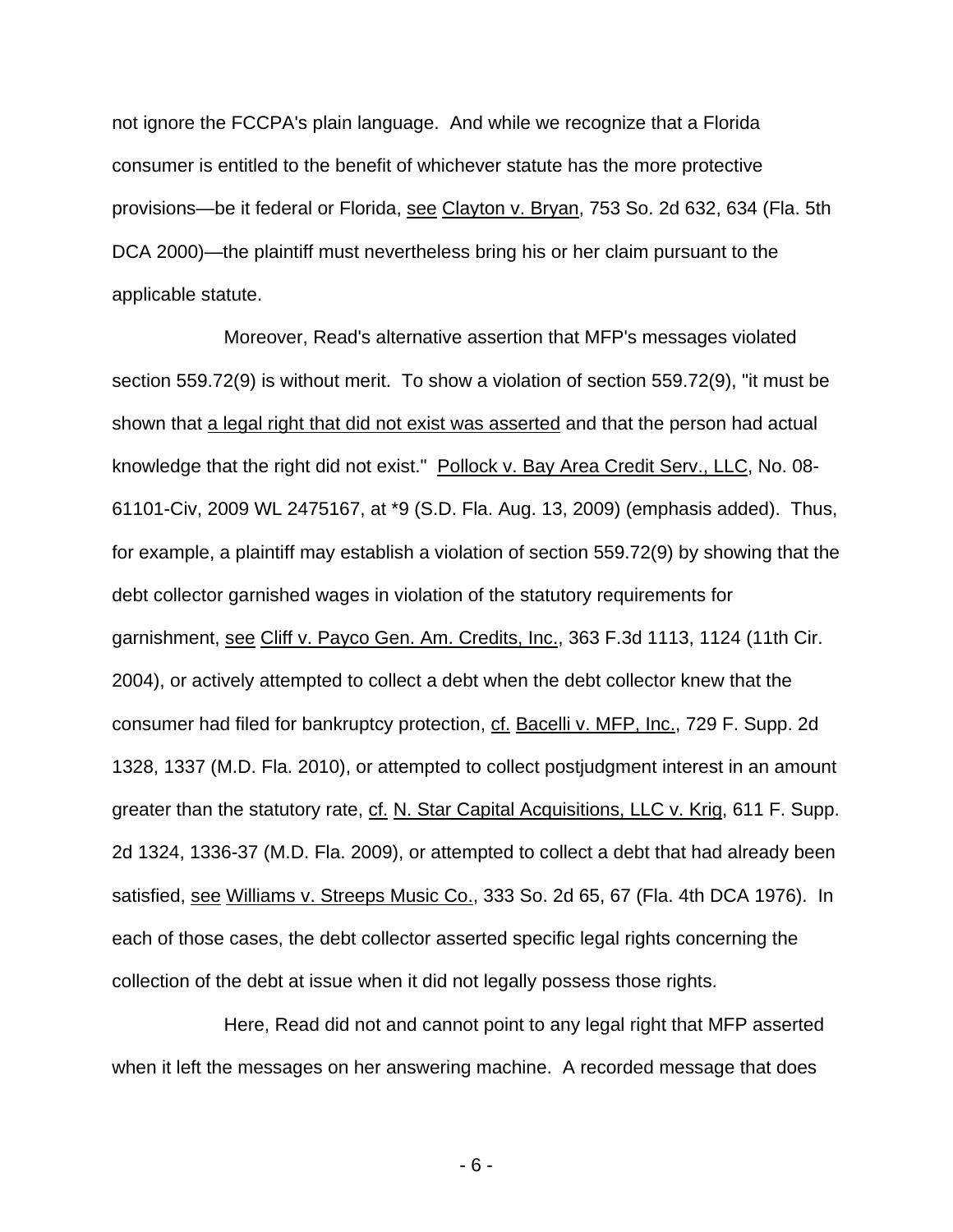not ignore the FCCPA's plain language. And while we recognize that a Florida consumer is entitled to the benefit of whichever statute has the more protective provisions—be it federal or Florida, see Clayton v. Bryan, 753 So. 2d 632, 634 (Fla. 5th DCA 2000)—the plaintiff must nevertheless bring his or her claim pursuant to the applicable statute.

Moreover, Read's alternative assertion that MFP's messages violated section 559.72(9) is without merit. To show a violation of section 559.72(9), "it must be shown that a legal right that did not exist was asserted and that the person had actual knowledge that the right did not exist." Pollock v. Bay Area Credit Serv., LLC, No. 08-61101-Civ, 2009 WL 2475167, at *9 (S.D. Fla. Aug. 13, 2009) (emphasis added). Thus, for example, a plaintiff may establish a violation of section 559.72(9) by showing that the debt collector garnished wages in violation of the statutory requirements for garnishment, see Cliff v. Payco Gen. Am. Credits, Inc., 363 F.3d 1113, 1124 (11th Cir. 2004), or actively attempted to collect a debt when the debt collector knew that the consumer had filed for bankruptcy protection, cf. Bacelli v. MFP, Inc., 729 F. Supp. 2d 1328, 1337 (M.D. Fla. 2010), or attempted to collect postjudgment interest in an amount greater than the statutory rate, cf. N. Star Capital Acquisitions, LLC v. Krig, 611 F. Supp. 2d 1324, 1336-37 (M.D. Fla. 2009), or attempted to collect a debt that had already been satisfied, see Williams v. Streeps Music Co., 333 So. 2d 65, 67 (Fla. 4th DCA 1976). In each of those cases, the debt collector asserted specific legal rights concerning the collection of the debt at issue when it did not legally possess those rights.

Here, Read did not and cannot point to any legal right that MFP asserted when it left the messages on her answering machine. A recorded message that does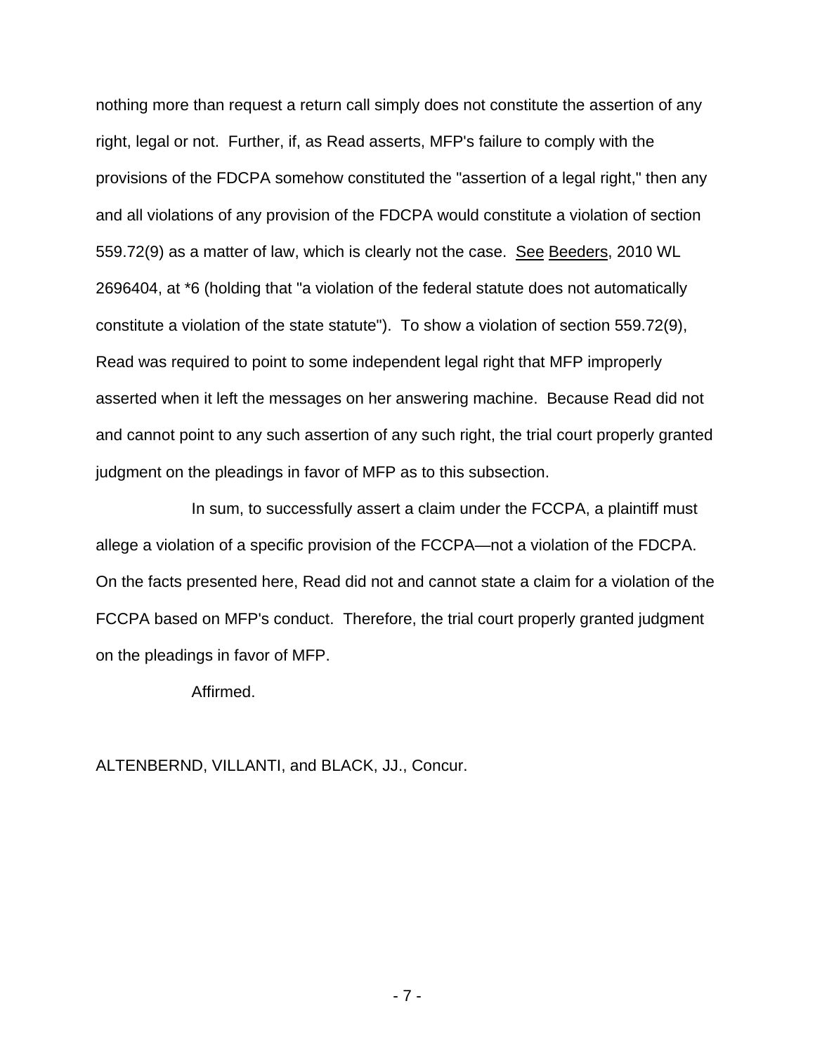nothing more than request a return call simply does not constitute the assertion of any right, legal or not. Further, if, as Read asserts, MFP's failure to comply with the provisions of the FDCPA somehow constituted the "assertion of a legal right," then any and all violations of any provision of the FDCPA would constitute a violation of section 559.72(9) as a matter of law, which is clearly not the case. See Beeders, 2010 WL 2696404, at *6 (holding that "a violation of the federal statute does not automatically constitute a violation of the state statute"). To show a violation of section 559.72(9), Read was required to point to some independent legal right that MFP improperly asserted when it left the messages on her answering machine. Because Read did not and cannot point to any such assertion of any such right, the trial court properly granted judgment on the pleadings in favor of MFP as to this subsection.

In sum, to successfully assert a claim under the FCCPA, a plaintiff must allege a violation of a specific provision of the FCCPA—not a violation of the FDCPA. On the facts presented here, Read did not and cannot state a claim for a violation of the FCCPA based on MFP's conduct. Therefore, the trial court properly granted judgment on the pleadings in favor of MFP.

Affirmed.

ALTENBERND, VILLANTI, and BLACK, JJ., Concur.